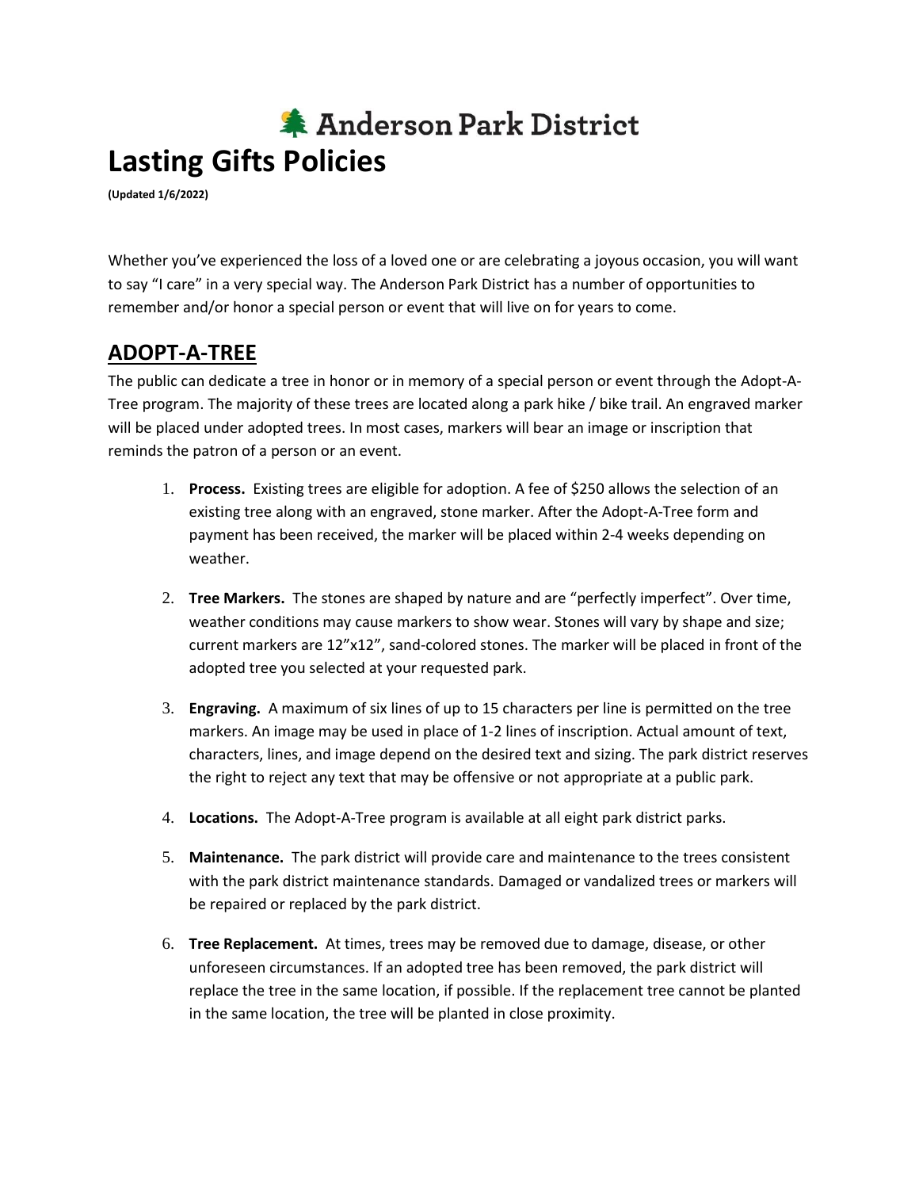Anderson Park District

# Lasting Gifts Policies

**(Updated 1/6/2022)**

Whether you've experienced the loss of a loved one or are celebrating a joyous occasion, you will want to say "I care" in a very special way. The Anderson Park District has a number of opportunities to remember and/or honor a special person or event that will live on for years to come.

## ADOPT-A-TREE

The public can dedicate a tree in honor or in memory of a special person or event through the Adopt-A-Tree program. The majority of these trees are located along a park hike / bike trail. An engraved marker will be placed under adopted trees. In most cases, markers will bear an image or inscription that reminds the patron of a person or an event.

1. **Process.** Existing trees are eligible for adoption. A fee of $250 allows the selection of an existing tree along with an engraved, stone marker. After the Adopt-A-Tree form and payment has been received, the marker will be placed within 2-4 weeks depending on weather.

2. **Tree Markers.** The stones are shaped by nature and are "perfectly imperfect". Over time, weather conditions may cause markers to show wear. Stones will vary by shape and size; current markers are 12"x12", sand-colored stones. The marker will be placed in front of the adopted tree you selected at your requested park.

3. **Engraving.** A maximum of six lines of up to 15 characters per line is permitted on the tree markers. An image may be used in place of 1-2 lines of inscription. Actual amount of text, characters, lines, and image depend on the desired text and sizing. The park district reserves the right to reject any text that may be offensive or not appropriate at a public park.

4. **Locations.** The Adopt-A-Tree program is available at all eight park district parks.

5. **Maintenance.** The park district will provide care and maintenance to the trees consistent with the park district maintenance standards. Damaged or vandalized trees or markers will be repaired or replaced by the park district.

6. **Tree Replacement.** At times, trees may be removed due to damage, disease, or other unforeseen circumstances. If an adopted tree has been removed, the park district will replace the tree in the same location, if possible. If the replacement tree cannot be planted in the same location, the tree will be planted in close proximity.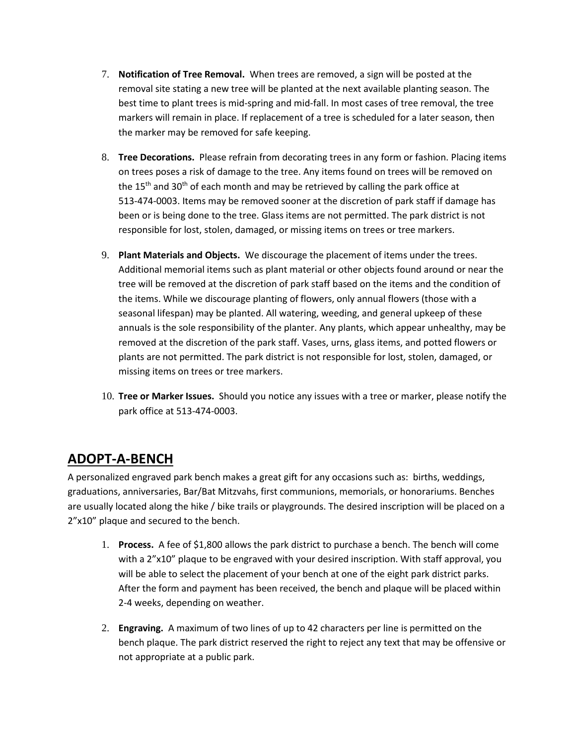7. **Notification of Tree Removal.** When trees are removed, a sign will be posted at the removal site stating a new tree will be planted at the next available planting season. The best time to plant trees is mid-spring and mid-fall. In most cases of tree removal, the tree markers will remain in place. If replacement of a tree is scheduled for a later season, then the marker may be removed for safe keeping.

8. **Tree Decorations.** Please refrain from decorating trees in any form or fashion. Placing items on trees poses a risk of damage to the tree. Any items found on trees will be removed on the 15th and 30th of each month and may be retrieved by calling the park office at 513-474-0003. Items may be removed sooner at the discretion of park staff if damage has been or is being done to the tree. Glass items are not permitted. The park district is not responsible for lost, stolen, damaged, or missing items on trees or tree markers.

9. **Plant Materials and Objects.** We discourage the placement of items under the trees. Additional memorial items such as plant material or other objects found around or near the tree will be removed at the discretion of park staff based on the items and the condition of the items. While we discourage planting of flowers, only annual flowers (those with a seasonal lifespan) may be planted. All watering, weeding, and general upkeep of these annuals is the sole responsibility of the planter. Any plants, which appear unhealthy, may be removed at the discretion of the park staff. Vases, urns, glass items, and potted flowers or plants are not permitted. The park district is not responsible for lost, stolen, damaged, or missing items on trees or tree markers.

10. **Tree or Marker Issues.** Should you notice any issues with a tree or marker, please notify the park office at 513-474-0003.

## ADOPT-A-BENCH

A personalized engraved park bench makes a great gift for any occasions such as: births, weddings, graduations, anniversaries, Bar/Bat Mitzvahs, first communions, memorials, or honorariums. Benches are usually located along the hike / bike trails or playgrounds. The desired inscription will be placed on a 2"x10" plaque and secured to the bench.

1. **Process.** A fee of $1,800 allows the park district to purchase a bench. The bench will come with a 2"x10" plaque to be engraved with your desired inscription. With staff approval, you will be able to select the placement of your bench at one of the eight park district parks. After the form and payment has been received, the bench and plaque will be placed within 2-4 weeks, depending on weather.

2. **Engraving.** A maximum of two lines of up to 42 characters per line is permitted on the bench plaque. The park district reserved the right to reject any text that may be offensive or not appropriate at a public park.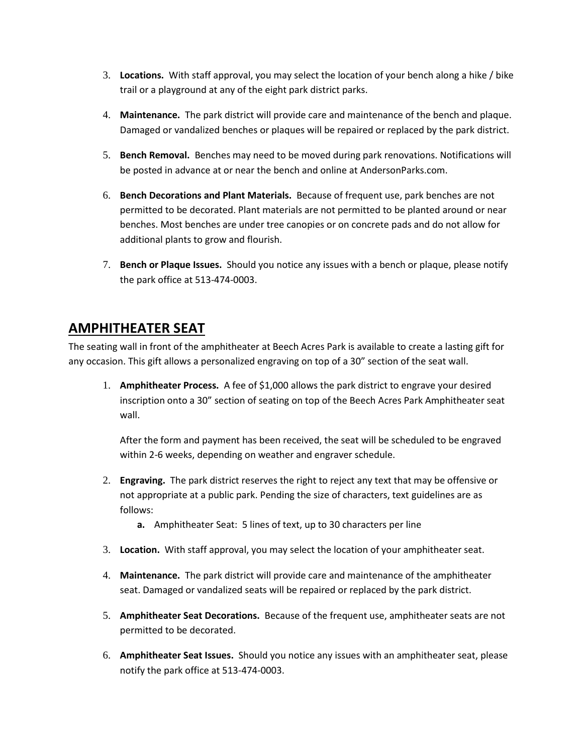3. **Locations.** With staff approval, you may select the location of your bench along a hike / bike trail or a playground at any of the eight park district parks.

4. **Maintenance.** The park district will provide care and maintenance of the bench and plaque. Damaged or vandalized benches or plaques will be repaired or replaced by the park district.

5. **Bench Removal.** Benches may need to be moved during park renovations. Notifications will be posted in advance at or near the bench and online at AndersonParks.com.

6. **Bench Decorations and Plant Materials.** Because of frequent use, park benches are not permitted to be decorated. Plant materials are not permitted to be planted around or near benches. Most benches are under tree canopies or on concrete pads and do not allow for additional plants to grow and flourish.

7. **Bench or Plaque Issues.** Should you notice any issues with a bench or plaque, please notify the park office at 513-474-0003.

## AMPHITHEATER SEAT

The seating wall in front of the amphitheater at Beech Acres Park is available to create a lasting gift for any occasion. This gift allows a personalized engraving on top of a 30" section of the seat wall.

1. **Amphitheater Process.** A fee of $1,000 allows the park district to engrave your desired inscription onto a 30" section of seating on top of the Beech Acres Park Amphitheater seat wall.

   After the form and payment has been received, the seat will be scheduled to be engraved within 2-6 weeks, depending on weather and engraver schedule.

2. **Engraving.** The park district reserves the right to reject any text that may be offensive or not appropriate at a public park. Pending the size of characters, text guidelines are as follows:
   a. Amphitheater Seat: 5 lines of text, up to 30 characters per line

3. **Location.** With staff approval, you may select the location of your amphitheater seat.

4. **Maintenance.** The park district will provide care and maintenance of the amphitheater seat. Damaged or vandalized seats will be repaired or replaced by the park district.

5. **Amphitheater Seat Decorations.** Because of the frequent use, amphitheater seats are not permitted to be decorated.

6. **Amphitheater Seat Issues.** Should you notice any issues with an amphitheater seat, please notify the park office at 513-474-0003.